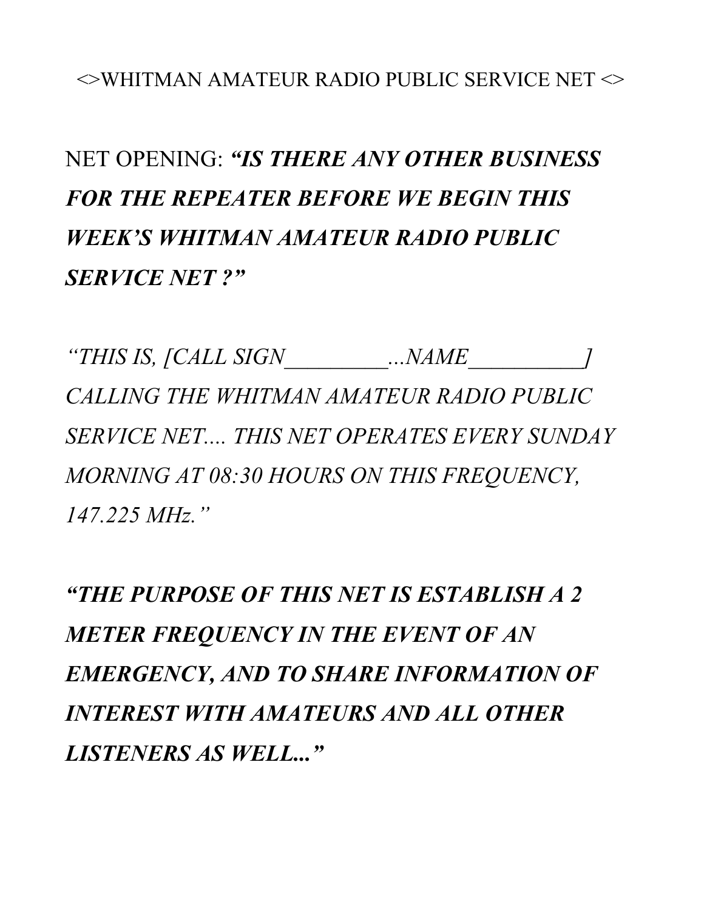<>WHITMAN AMATEUR RADIO PUBLIC SERVICE NET <>

NET OPENING: ***"IS THERE ANY OTHER BUSINESS FOR THE REPEATER BEFORE WE BEGIN THIS WEEK'S WHITMAN AMATEUR RADIO PUBLIC SERVICE NET ?"***

*"THIS IS, [CALL SIGN_________...NAME__________] CALLING THE WHITMAN AMATEUR RADIO PUBLIC SERVICE NET.... THIS NET OPERATES EVERY SUNDAY MORNING AT 08:30 HOURS ON THIS FREQUENCY, 147.225 MHz."*

***"THE PURPOSE OF THIS NET IS ESTABLISH A 2 METER FREQUENCY IN THE EVENT OF AN EMERGENCY, AND TO SHARE INFORMATION OF INTEREST WITH AMATEURS AND ALL OTHER LISTENERS AS WELL..."***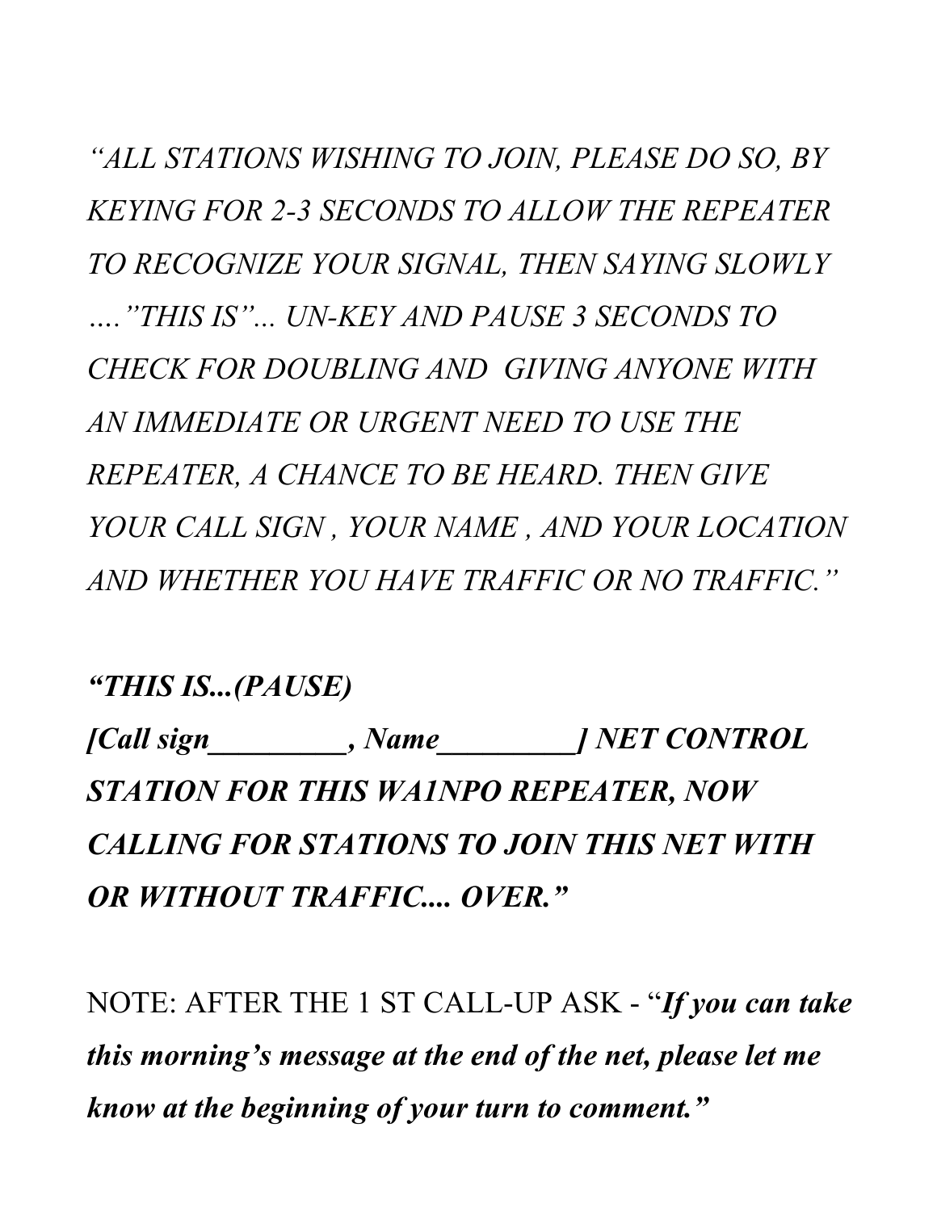*"ALL STATIONS WISHING TO JOIN, PLEASE DO SO, BY KEYING FOR 2-3 SECONDS TO ALLOW THE REPEATER TO RECOGNIZE YOUR SIGNAL, THEN SAYING SLOWLY ...."THIS IS"... UN-KEY AND PAUSE 3 SECONDS TO CHECK FOR DOUBLING AND GIVING ANYONE WITH AN IMMEDIATE OR URGENT NEED TO USE THE REPEATER, A CHANCE TO BE HEARD. THEN GIVE YOUR CALL SIGN , YOUR NAME , AND YOUR LOCATION AND WHETHER YOU HAVE TRAFFIC OR NO TRAFFIC."*

***"THIS IS...(PAUSE)***
***[Call sign_________, Name_________] NET CONTROL STATION FOR THIS WA1NPO REPEATER, NOW CALLING FOR STATIONS TO JOIN THIS NET WITH OR WITHOUT TRAFFIC.... OVER."***

NOTE: AFTER THE 1 ST CALL-UP ASK - "***If you can take this morning's message at the end of the net, please let me know at the beginning of your turn to comment."***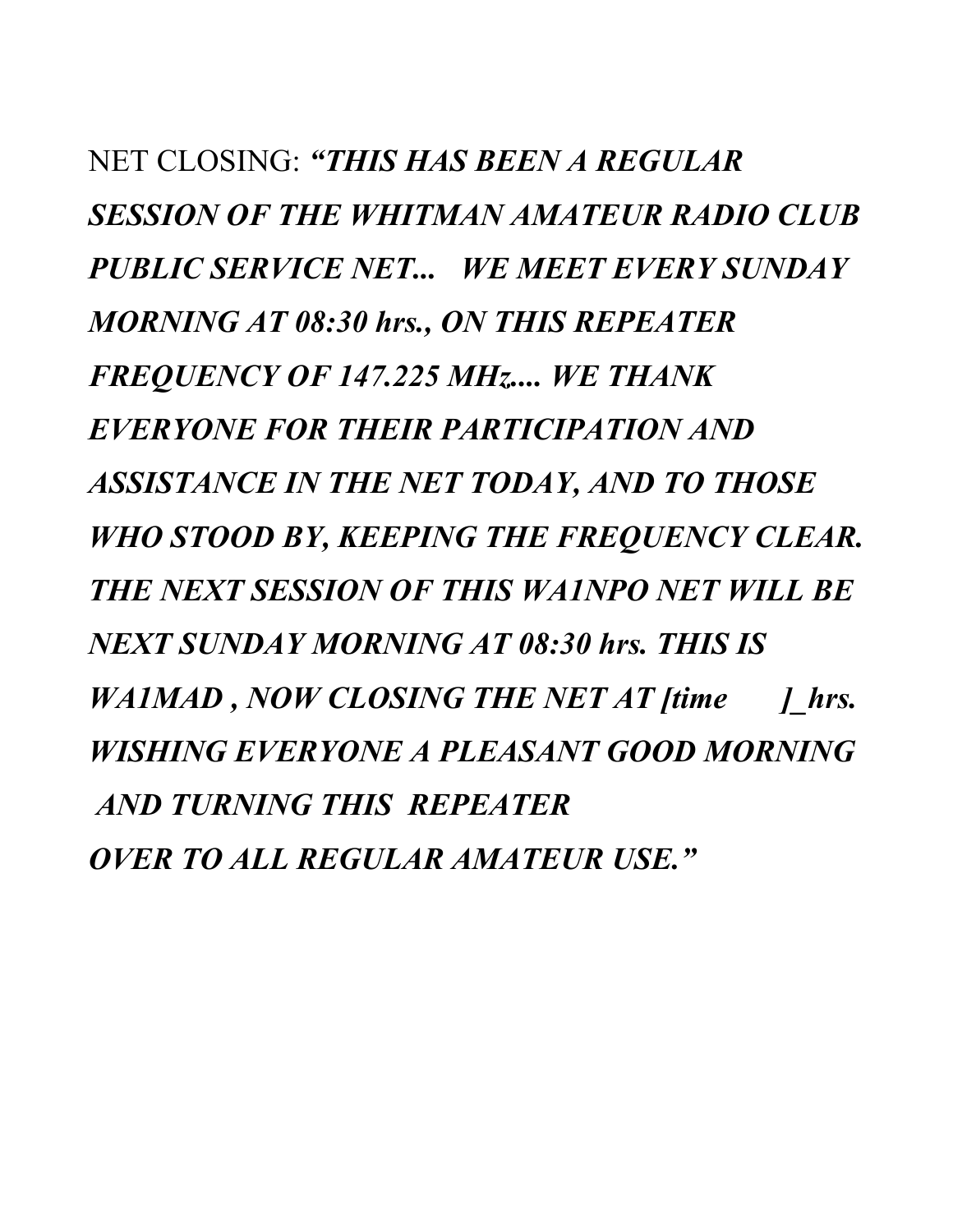NET CLOSING: ***"THIS HAS BEEN A REGULAR SESSION OF THE WHITMAN AMATEUR RADIO CLUB PUBLIC SERVICE NET... WE MEET EVERY SUNDAY MORNING AT 08:30 hrs., ON THIS REPEATER FREQUENCY OF 147.225 MHz.... WE THANK EVERYONE FOR THEIR PARTICIPATION AND ASSISTANCE IN THE NET TODAY, AND TO THOSE WHO STOOD BY, KEEPING THE FREQUENCY CLEAR. THE NEXT SESSION OF THIS WA1NPO NET WILL BE NEXT SUNDAY MORNING AT 08:30 hrs. THIS IS WA1MAD , NOW CLOSING THE NET AT [time ]_hrs. WISHING EVERYONE A PLEASANT GOOD MORNING AND TURNING THIS REPEATER OVER TO ALL REGULAR AMATEUR USE."***